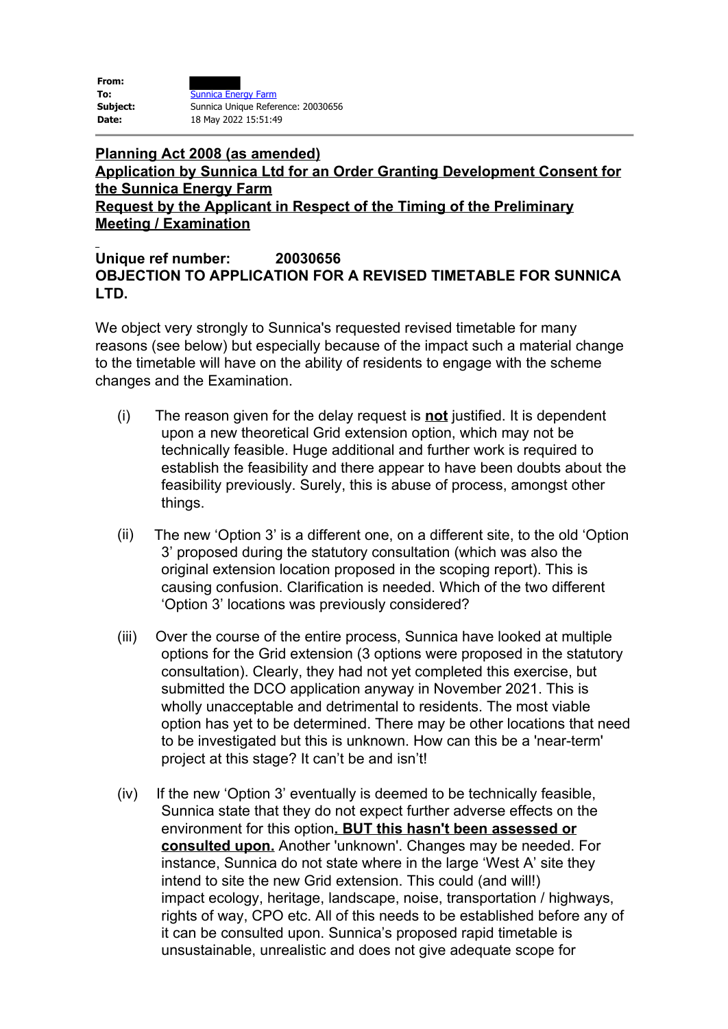**From:**
**To:** Sunnica Energy Farm
**Subject:** Sunnica Unique Reference: 20030656
**Date:** 18 May 2022 15:51:49

**Planning Act 2008 (as amended)**
**Application by Sunnica Ltd for an Order Granting Development Consent for the Sunnica Energy Farm**
**Request by the Applicant in Respect of the Timing of the Preliminary Meeting / Examination**

**Unique ref number: 20030656**
**OBJECTION TO APPLICATION FOR A REVISED TIMETABLE FOR SUNNICA LTD.**

We object very strongly to Sunnica's requested revised timetable for many reasons (see below) but especially because of the impact such a material change to the timetable will have on the ability of residents to engage with the scheme changes and the Examination.

(i) The reason given for the delay request is **not** justified. It is dependent upon a new theoretical Grid extension option, which may not be technically feasible. Huge additional and further work is required to establish the feasibility and there appear to have been doubts about the feasibility previously. Surely, this is abuse of process, amongst other things.

(ii) The new 'Option 3' is a different one, on a different site, to the old 'Option 3' proposed during the statutory consultation (which was also the original extension location proposed in the scoping report). This is causing confusion. Clarification is needed. Which of the two different 'Option 3' locations was previously considered?

(iii) Over the course of the entire process, Sunnica have looked at multiple options for the Grid extension (3 options were proposed in the statutory consultation). Clearly, they had not yet completed this exercise, but submitted the DCO application anyway in November 2021. This is wholly unacceptable and detrimental to residents. The most viable option has yet to be determined. There may be other locations that need to be investigated but this is unknown. How can this be a 'near-term' project at this stage? It can't be and isn't!

(iv) If the new 'Option 3' eventually is deemed to be technically feasible, Sunnica state that they do not expect further adverse effects on the environment for this option**. BUT this hasn't been assessed or consulted upon.** Another 'unknown'. Changes may be needed. For instance, Sunnica do not state where in the large 'West A' site they intend to site the new Grid extension. This could (and will!) impact ecology, heritage, landscape, noise, transportation / highways, rights of way, CPO etc. All of this needs to be established before any of it can be consulted upon. Sunnica's proposed rapid timetable is unsustainable, unrealistic and does not give adequate scope for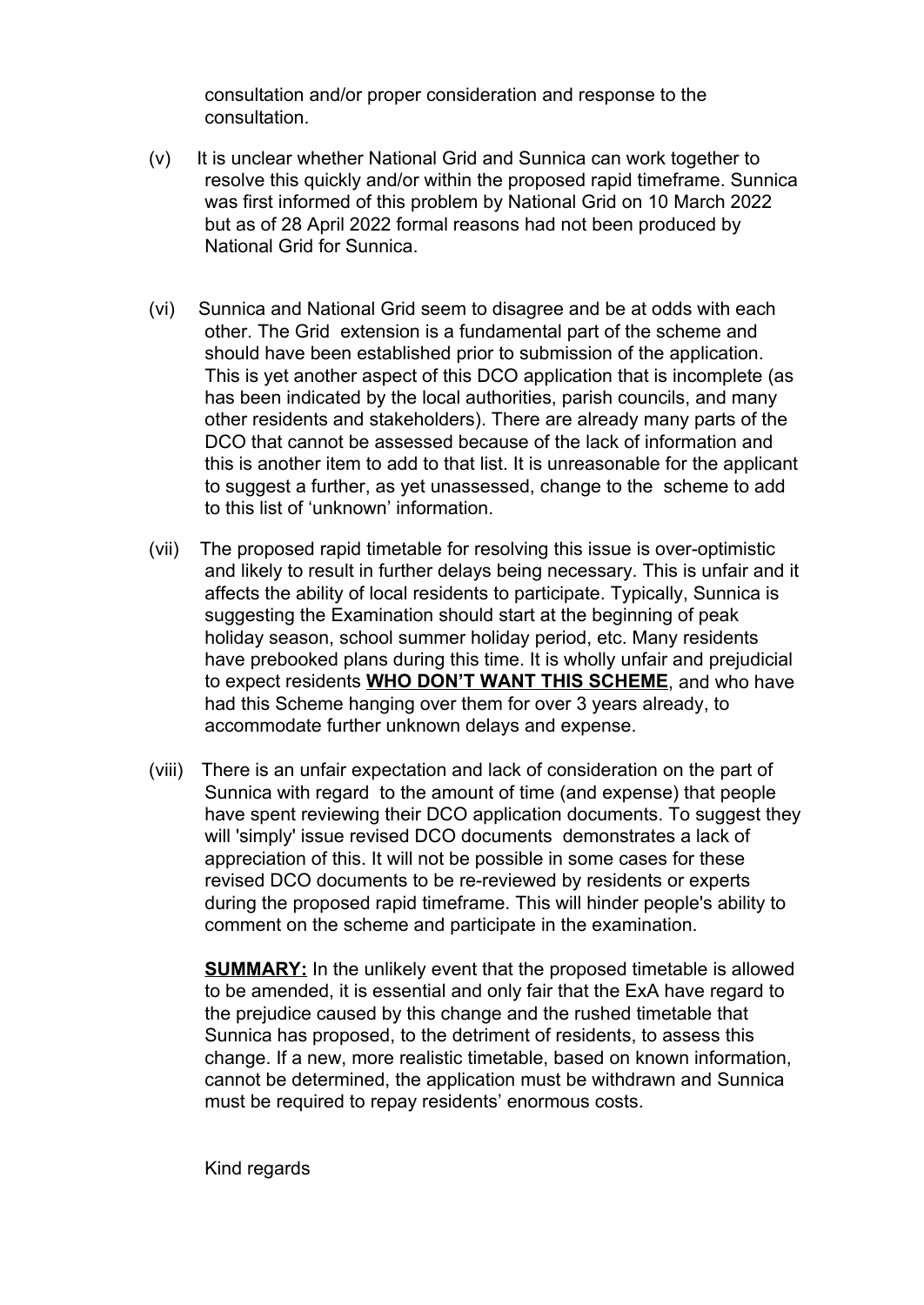consultation and/or proper consideration and response to the consultation.

(v) It is unclear whether National Grid and Sunnica can work together to resolve this quickly and/or within the proposed rapid timeframe. Sunnica was first informed of this problem by National Grid on 10 March 2022 but as of 28 April 2022 formal reasons had not been produced by National Grid for Sunnica.

(vi) Sunnica and National Grid seem to disagree and be at odds with each other. The Grid extension is a fundamental part of the scheme and should have been established prior to submission of the application. This is yet another aspect of this DCO application that is incomplete (as has been indicated by the local authorities, parish councils, and many other residents and stakeholders). There are already many parts of the DCO that cannot be assessed because of the lack of information and this is another item to add to that list. It is unreasonable for the applicant to suggest a further, as yet unassessed, change to the scheme to add to this list of 'unknown' information.

(vii) The proposed rapid timetable for resolving this issue is over-optimistic and likely to result in further delays being necessary. This is unfair and it affects the ability of local residents to participate. Typically, Sunnica is suggesting the Examination should start at the beginning of peak holiday season, school summer holiday period, etc. Many residents have prebooked plans during this time. It is wholly unfair and prejudicial to expect residents **WHO DON'T WANT THIS SCHEME**, and who have had this Scheme hanging over them for over 3 years already, to accommodate further unknown delays and expense.

(viii) There is an unfair expectation and lack of consideration on the part of Sunnica with regard to the amount of time (and expense) that people have spent reviewing their DCO application documents. To suggest they will 'simply' issue revised DCO documents demonstrates a lack of appreciation of this. It will not be possible in some cases for these revised DCO documents to be re-reviewed by residents or experts during the proposed rapid timeframe. This will hinder people's ability to comment on the scheme and participate in the examination.

**SUMMARY:** In the unlikely event that the proposed timetable is allowed to be amended, it is essential and only fair that the ExA have regard to the prejudice caused by this change and the rushed timetable that Sunnica has proposed, to the detriment of residents, to assess this change. If a new, more realistic timetable, based on known information, cannot be determined, the application must be withdrawn and Sunnica must be required to repay residents' enormous costs.

Kind regards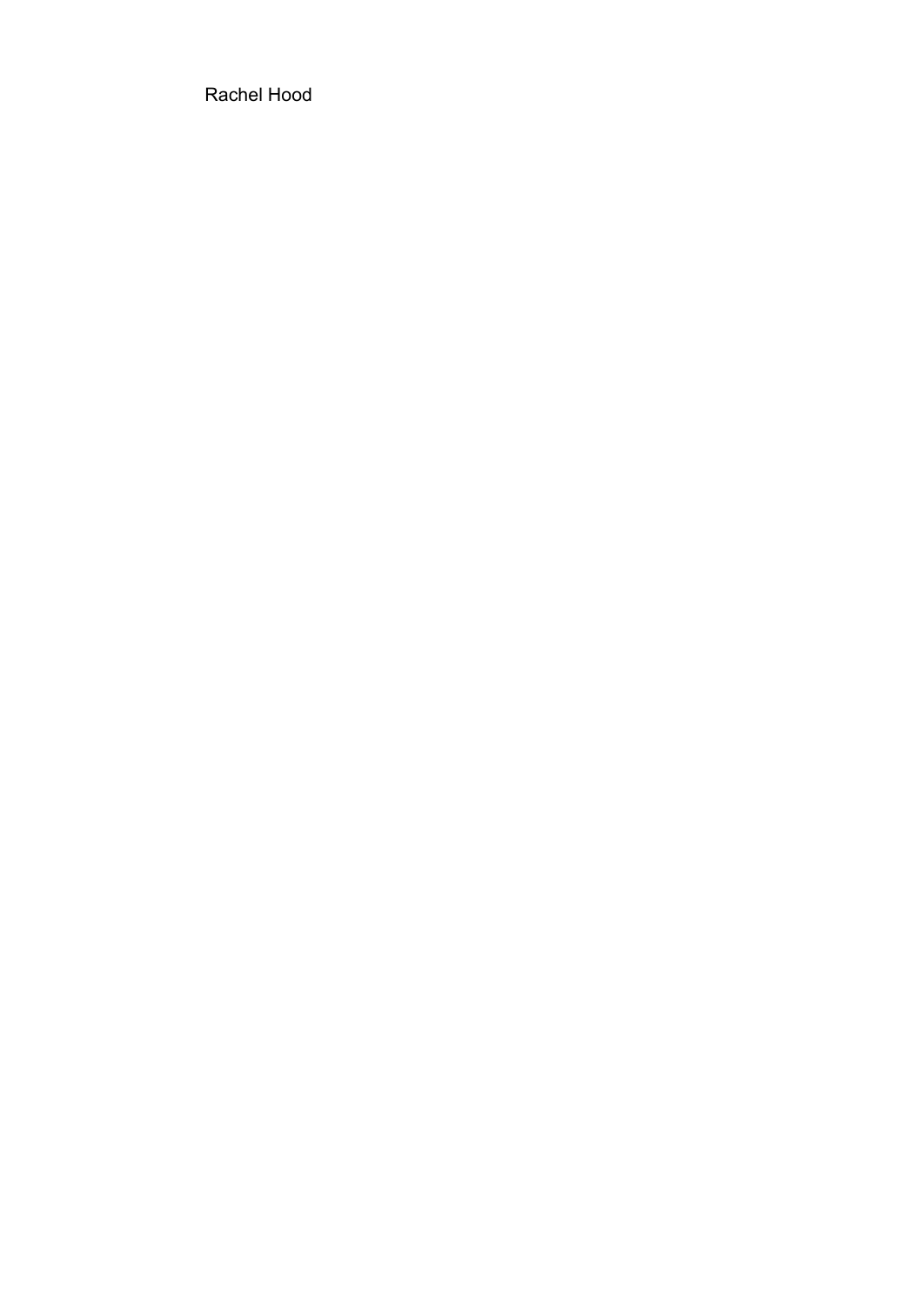Rachel Hood